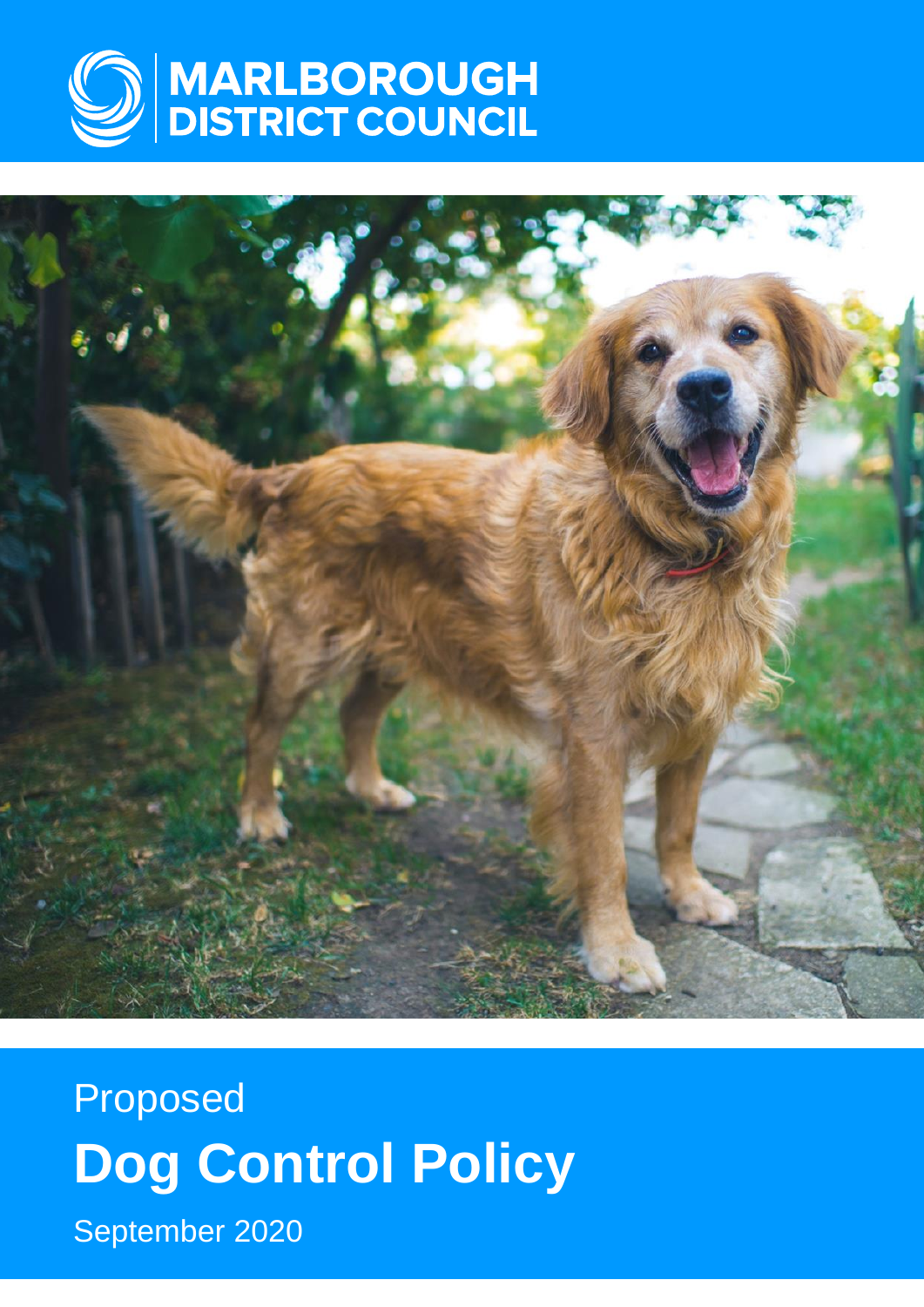MARLBOROUGH DISTRICT COUNCIL

Proposed

# Dog Control Policy

September 2020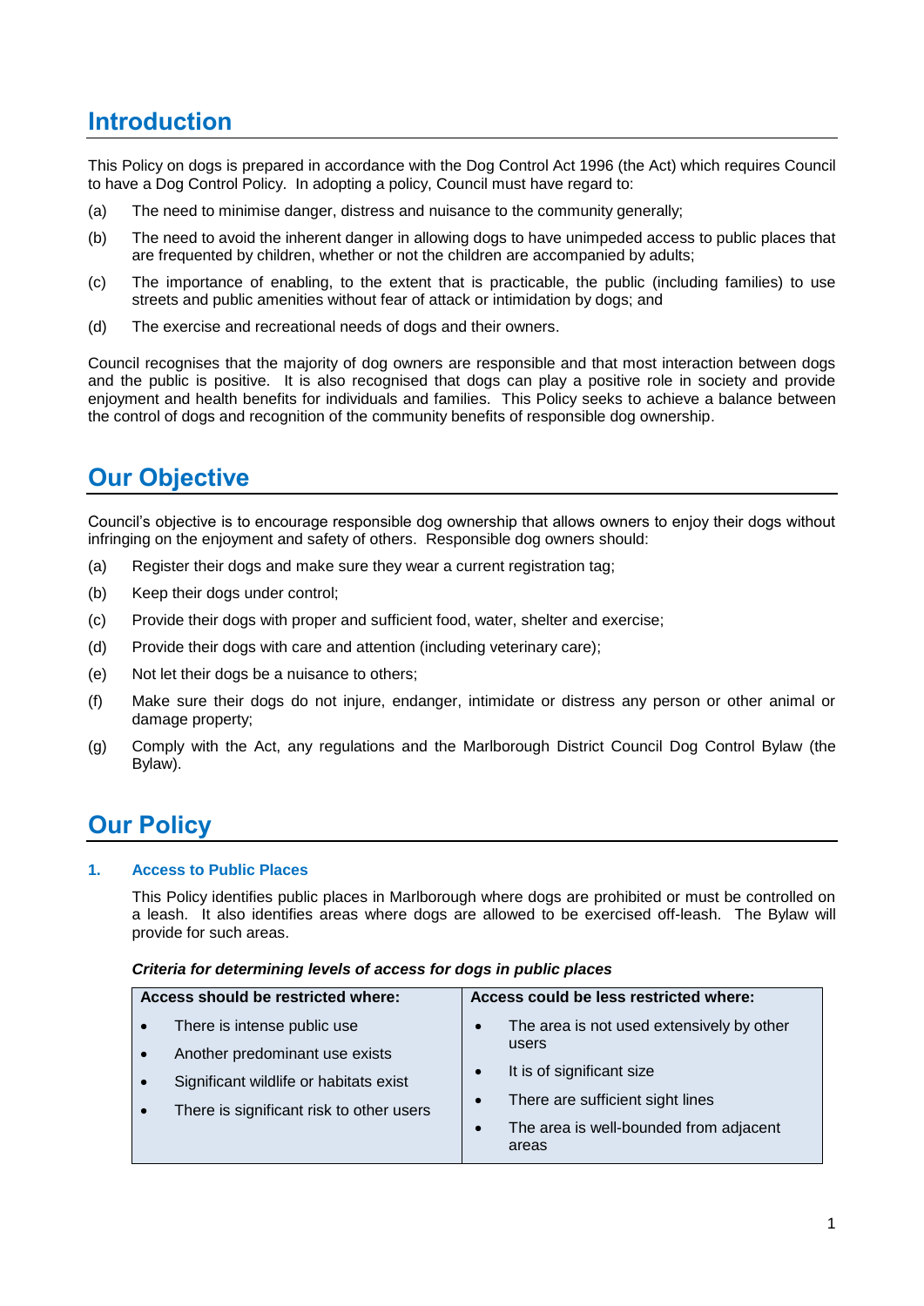## Introduction

This Policy on dogs is prepared in accordance with the Dog Control Act 1996 (the Act) which requires Council to have a Dog Control Policy. In adopting a policy, Council must have regard to:

(a) The need to minimise danger, distress and nuisance to the community generally;

(b) The need to avoid the inherent danger in allowing dogs to have unimpeded access to public places that are frequented by children, whether or not the children are accompanied by adults;

(c) The importance of enabling, to the extent that is practicable, the public (including families) to use streets and public amenities without fear of attack or intimidation by dogs; and

(d) The exercise and recreational needs of dogs and their owners.

Council recognises that the majority of dog owners are responsible and that most interaction between dogs and the public is positive. It is also recognised that dogs can play a positive role in society and provide enjoyment and health benefits for individuals and families. This Policy seeks to achieve a balance between the control of dogs and recognition of the community benefits of responsible dog ownership.

## Our Objective

Council's objective is to encourage responsible dog ownership that allows owners to enjoy their dogs without infringing on the enjoyment and safety of others. Responsible dog owners should:

(a) Register their dogs and make sure they wear a current registration tag;

(b) Keep their dogs under control;

(c) Provide their dogs with proper and sufficient food, water, shelter and exercise;

(d) Provide their dogs with care and attention (including veterinary care);

(e) Not let their dogs be a nuisance to others;

(f) Make sure their dogs do not injure, endanger, intimidate or distress any person or other animal or damage property;

(g) Comply with the Act, any regulations and the Marlborough District Council Dog Control Bylaw (the Bylaw).

## Our Policy

### 1. Access to Public Places

This Policy identifies public places in Marlborough where dogs are prohibited or must be controlled on a leash. It also identifies areas where dogs are allowed to be exercised off-leash. The Bylaw will provide for such areas.

***Criteria for determining levels of access for dogs in public places***

| Access should be restricted where: | Access could be less restricted where: |
| --- | --- |
| • There is intense public use<br>• Another predominant use exists<br>• Significant wildlife or habitats exist<br>• There is significant risk to other users | • The area is not used extensively by other users<br>• It is of significant size<br>• There are sufficient sight lines<br>• The area is well-bounded from adjacent areas |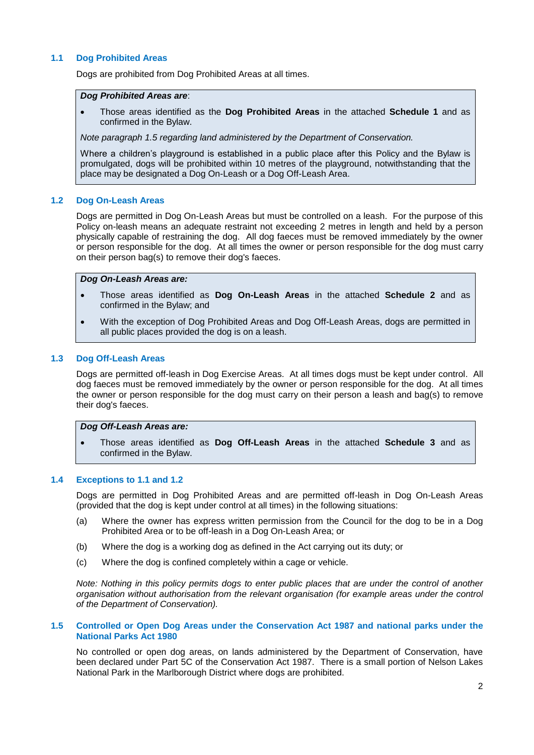### 1.1 Dog Prohibited Areas

Dogs are prohibited from Dog Prohibited Areas at all times.

> ***Dog Prohibited Areas are***:
>
> - Those areas identified as the **Dog Prohibited Areas** in the attached **Schedule 1** and as confirmed in the Bylaw.
>
> *Note paragraph 1.5 regarding land administered by the Department of Conservation.*
>
> Where a children's playground is established in a public place after this Policy and the Bylaw is promulgated, dogs will be prohibited within 10 metres of the playground, notwithstanding that the place may be designated a Dog On-Leash or a Dog Off-Leash Area.

### 1.2 Dog On-Leash Areas

Dogs are permitted in Dog On-Leash Areas but must be controlled on a leash. For the purpose of this Policy on-leash means an adequate restraint not exceeding 2 metres in length and held by a person physically capable of restraining the dog. All dog faeces must be removed immediately by the owner or person responsible for the dog. At all times the owner or person responsible for the dog must carry on their person bag(s) to remove their dog's faeces.

> ***Dog On-Leash Areas are:***
>
> - Those areas identified as **Dog On-Leash Areas** in the attached **Schedule 2** and as confirmed in the Bylaw; and
> - With the exception of Dog Prohibited Areas and Dog Off-Leash Areas, dogs are permitted in all public places provided the dog is on a leash.

### 1.3 Dog Off-Leash Areas

Dogs are permitted off-leash in Dog Exercise Areas. At all times dogs must be kept under control. All dog faeces must be removed immediately by the owner or person responsible for the dog. At all times the owner or person responsible for the dog must carry on their person a leash and bag(s) to remove their dog's faeces.

> ***Dog Off-Leash Areas are:***
>
> - Those areas identified as **Dog Off-Leash Areas** in the attached **Schedule 3** and as confirmed in the Bylaw.

### 1.4 Exceptions to 1.1 and 1.2

Dogs are permitted in Dog Prohibited Areas and are permitted off-leash in Dog On-Leash Areas (provided that the dog is kept under control at all times) in the following situations:

(a) Where the owner has express written permission from the Council for the dog to be in a Dog Prohibited Area or to be off-leash in a Dog On-Leash Area; or

(b) Where the dog is a working dog as defined in the Act carrying out its duty; or

(c) Where the dog is confined completely within a cage or vehicle.

*Note: Nothing in this policy permits dogs to enter public places that are under the control of another organisation without authorisation from the relevant organisation (for example areas under the control of the Department of Conservation).*

### 1.5 Controlled or Open Dog Areas under the Conservation Act 1987 and national parks under the National Parks Act 1980

No controlled or open dog areas, on lands administered by the Department of Conservation, have been declared under Part 5C of the Conservation Act 1987. There is a small portion of Nelson Lakes National Park in the Marlborough District where dogs are prohibited.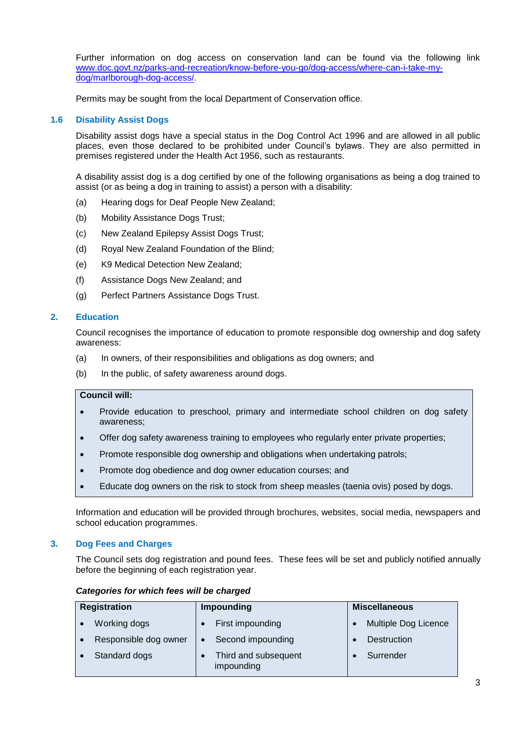Further information on dog access on conservation land can be found via the following link [www.doc.govt.nz/parks-and-recreation/know-before-you-go/dog-access/where-can-i-take-my-dog/marlborough-dog-access/](www.doc.govt.nz/parks-and-recreation/know-before-you-go/dog-access/where-can-i-take-my-dog/marlborough-dog-access/).

Permits may be sought from the local Department of Conservation office.

### 1.6 Disability Assist Dogs

Disability assist dogs have a special status in the Dog Control Act 1996 and are allowed in all public places, even those declared to be prohibited under Council's bylaws. They are also permitted in premises registered under the Health Act 1956, such as restaurants.

A disability assist dog is a dog certified by one of the following organisations as being a dog trained to assist (or as being a dog in training to assist) a person with a disability:

(a) Hearing dogs for Deaf People New Zealand;

(b) Mobility Assistance Dogs Trust;

(c) New Zealand Epilepsy Assist Dogs Trust;

(d) Royal New Zealand Foundation of the Blind;

(e) K9 Medical Detection New Zealand;

(f) Assistance Dogs New Zealand; and

(g) Perfect Partners Assistance Dogs Trust.

## 2. Education

Council recognises the importance of education to promote responsible dog ownership and dog safety awareness:

(a) In owners, of their responsibilities and obligations as dog owners; and

(b) In the public, of safety awareness around dogs.

**Council will:**

- Provide education to preschool, primary and intermediate school children on dog safety awareness;
- Offer dog safety awareness training to employees who regularly enter private properties;
- Promote responsible dog ownership and obligations when undertaking patrols;
- Promote dog obedience and dog owner education courses; and
- Educate dog owners on the risk to stock from sheep measles (taenia ovis) posed by dogs.

Information and education will be provided through brochures, websites, social media, newspapers and school education programmes.

## 3. Dog Fees and Charges

The Council sets dog registration and pound fees. These fees will be set and publicly notified annually before the beginning of each registration year.

***Categories for which fees will be charged***

| Registration | Impounding | Miscellaneous |
|---|---|---|
| • Working dogs | • First impounding | • Multiple Dog Licence |
| • Responsible dog owner | • Second impounding | • Destruction |
| • Standard dogs | • Third and subsequent impounding | • Surrender |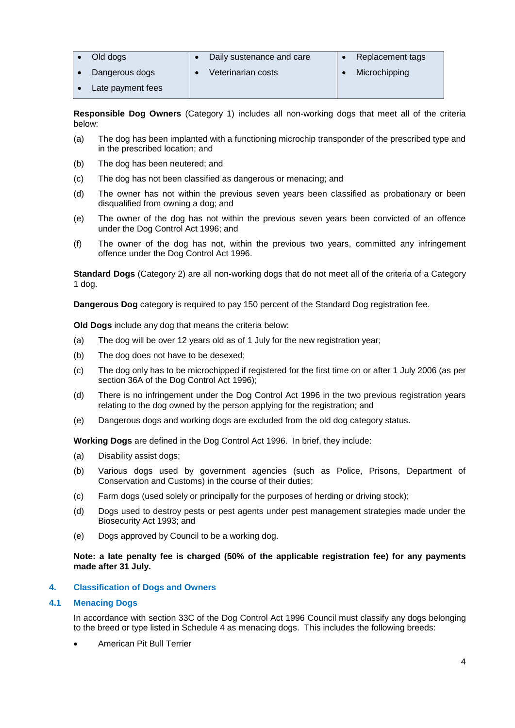| | | |
|---|---|---|
| • Old dogs<br>• Dangerous dogs<br>• Late payment fees | • Daily sustenance and care<br>• Veterinarian costs | • Replacement tags<br>• Microchipping |

**Responsible Dog Owners** (Category 1) includes all non-working dogs that meet all of the criteria below:

(a) The dog has been implanted with a functioning microchip transponder of the prescribed type and in the prescribed location; and

(b) The dog has been neutered; and

(c) The dog has not been classified as dangerous or menacing; and

(d) The owner has not within the previous seven years been classified as probationary or been disqualified from owning a dog; and

(e) The owner of the dog has not within the previous seven years been convicted of an offence under the Dog Control Act 1996; and

(f) The owner of the dog has not, within the previous two years, committed any infringement offence under the Dog Control Act 1996.

**Standard Dogs** (Category 2) are all non-working dogs that do not meet all of the criteria of a Category 1 dog.

**Dangerous Dog** category is required to pay 150 percent of the Standard Dog registration fee.

**Old Dogs** include any dog that means the criteria below:

(a) The dog will be over 12 years old as of 1 July for the new registration year;

(b) The dog does not have to be desexed;

(c) The dog only has to be microchipped if registered for the first time on or after 1 July 2006 (as per section 36A of the Dog Control Act 1996);

(d) There is no infringement under the Dog Control Act 1996 in the two previous registration years relating to the dog owned by the person applying for the registration; and

(e) Dangerous dogs and working dogs are excluded from the old dog category status.

**Working Dogs** are defined in the Dog Control Act 1996. In brief, they include:

(a) Disability assist dogs;

(b) Various dogs used by government agencies (such as Police, Prisons, Department of Conservation and Customs) in the course of their duties;

(c) Farm dogs (used solely or principally for the purposes of herding or driving stock);

(d) Dogs used to destroy pests or pest agents under pest management strategies made under the Biosecurity Act 1993; and

(e) Dogs approved by Council to be a working dog.

**Note: a late penalty fee is charged (50% of the applicable registration fee) for any payments made after 31 July.**

## 4. Classification of Dogs and Owners

### 4.1 Menacing Dogs

In accordance with section 33C of the Dog Control Act 1996 Council must classify any dogs belonging to the breed or type listed in Schedule 4 as menacing dogs. This includes the following breeds:

- American Pit Bull Terrier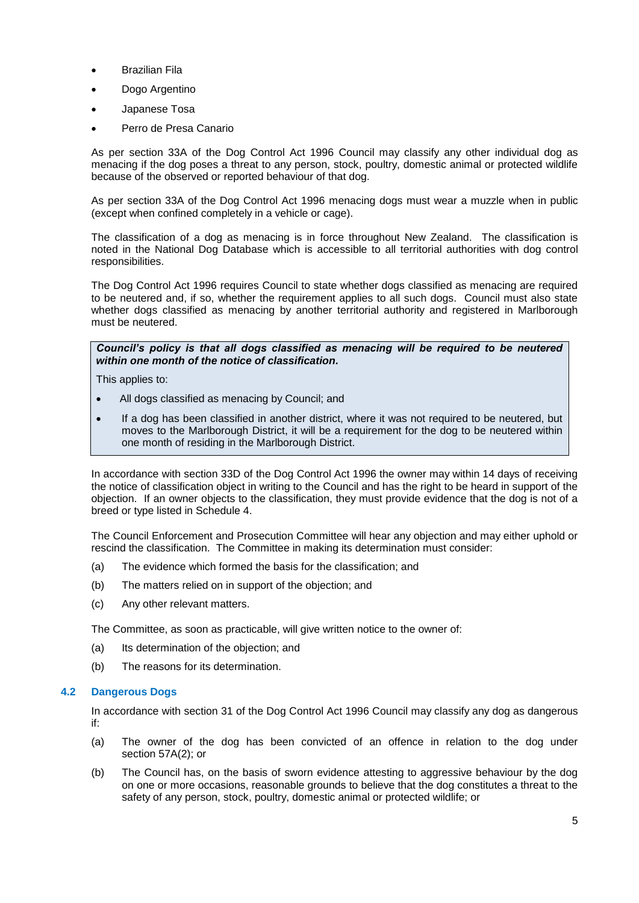- Brazilian Fila
- Dogo Argentino
- Japanese Tosa
- Perro de Presa Canario

As per section 33A of the Dog Control Act 1996 Council may classify any other individual dog as menacing if the dog poses a threat to any person, stock, poultry, domestic animal or protected wildlife because of the observed or reported behaviour of that dog.

As per section 33A of the Dog Control Act 1996 menacing dogs must wear a muzzle when in public (except when confined completely in a vehicle or cage).

The classification of a dog as menacing is in force throughout New Zealand. The classification is noted in the National Dog Database which is accessible to all territorial authorities with dog control responsibilities.

The Dog Control Act 1996 requires Council to state whether dogs classified as menacing are required to be neutered and, if so, whether the requirement applies to all such dogs. Council must also state whether dogs classified as menacing by another territorial authority and registered in Marlborough must be neutered.

> ***Council's policy is that all dogs classified as menacing will be required to be neutered within one month of the notice of classification.***
>
> This applies to:
>
> - All dogs classified as menacing by Council; and
> - If a dog has been classified in another district, where it was not required to be neutered, but moves to the Marlborough District, it will be a requirement for the dog to be neutered within one month of residing in the Marlborough District.

In accordance with section 33D of the Dog Control Act 1996 the owner may within 14 days of receiving the notice of classification object in writing to the Council and has the right to be heard in support of the objection. If an owner objects to the classification, they must provide evidence that the dog is not of a breed or type listed in Schedule 4.

The Council Enforcement and Prosecution Committee will hear any objection and may either uphold or rescind the classification. The Committee in making its determination must consider:

(a) The evidence which formed the basis for the classification; and

(b) The matters relied on in support of the objection; and

(c) Any other relevant matters.

The Committee, as soon as practicable, will give written notice to the owner of:

(a) Its determination of the objection; and

(b) The reasons for its determination.

### 4.2 Dangerous Dogs

In accordance with section 31 of the Dog Control Act 1996 Council may classify any dog as dangerous if:

(a) The owner of the dog has been convicted of an offence in relation to the dog under section 57A(2); or

(b) The Council has, on the basis of sworn evidence attesting to aggressive behaviour by the dog on one or more occasions, reasonable grounds to believe that the dog constitutes a threat to the safety of any person, stock, poultry, domestic animal or protected wildlife; or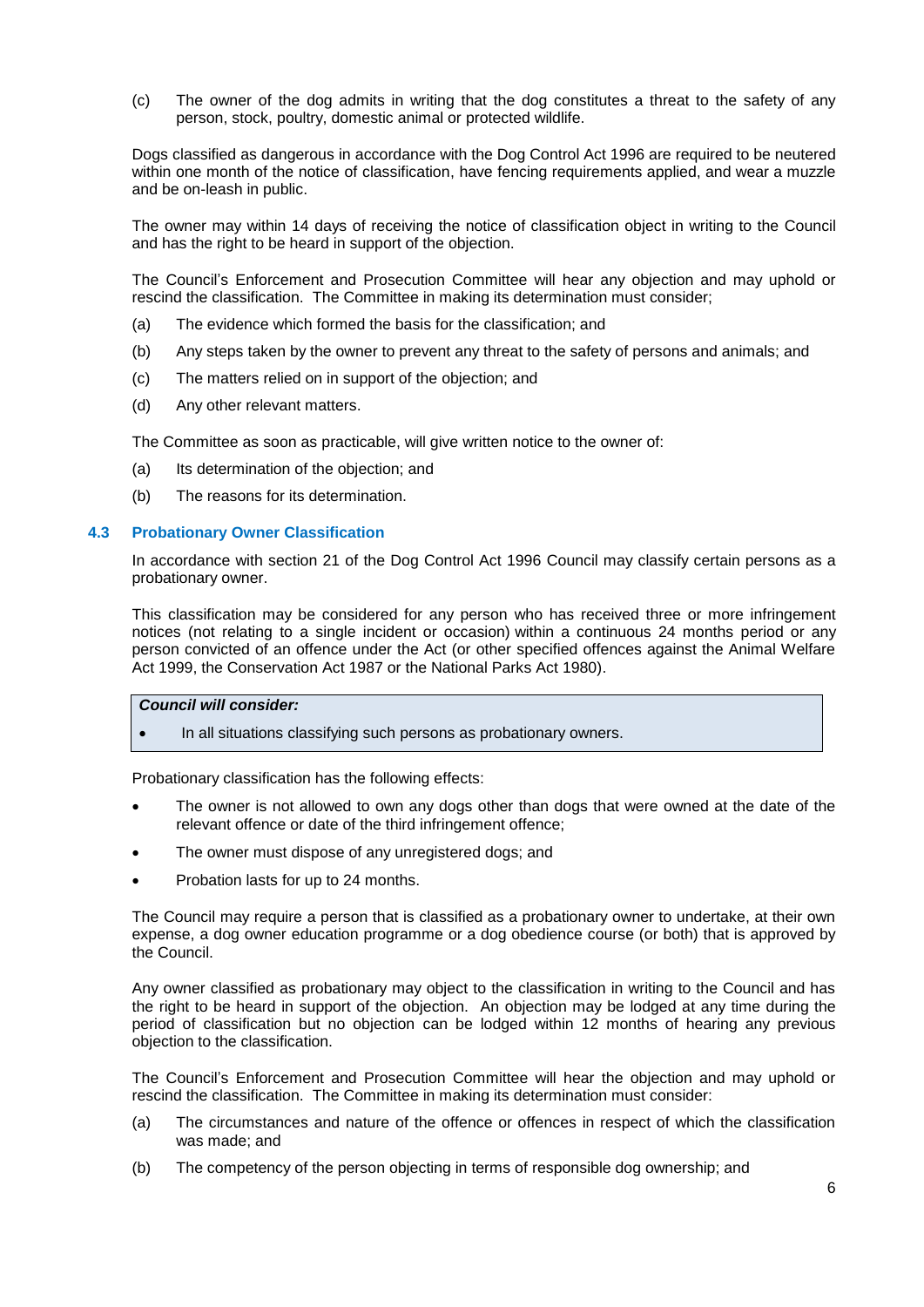(c) The owner of the dog admits in writing that the dog constitutes a threat to the safety of any person, stock, poultry, domestic animal or protected wildlife.

Dogs classified as dangerous in accordance with the Dog Control Act 1996 are required to be neutered within one month of the notice of classification, have fencing requirements applied, and wear a muzzle and be on-leash in public.

The owner may within 14 days of receiving the notice of classification object in writing to the Council and has the right to be heard in support of the objection.

The Council's Enforcement and Prosecution Committee will hear any objection and may uphold or rescind the classification. The Committee in making its determination must consider;

(a) The evidence which formed the basis for the classification; and

(b) Any steps taken by the owner to prevent any threat to the safety of persons and animals; and

(c) The matters relied on in support of the objection; and

(d) Any other relevant matters.

The Committee as soon as practicable, will give written notice to the owner of:

(a) Its determination of the objection; and

(b) The reasons for its determination.

### 4.3 Probationary Owner Classification

In accordance with section 21 of the Dog Control Act 1996 Council may classify certain persons as a probationary owner.

This classification may be considered for any person who has received three or more infringement notices (not relating to a single incident or occasion) within a continuous 24 months period or any person convicted of an offence under the Act (or other specified offences against the Animal Welfare Act 1999, the Conservation Act 1987 or the National Parks Act 1980).

| ***Council will consider:*** |
| --- |
| • In all situations classifying such persons as probationary owners. |

Probationary classification has the following effects:

- The owner is not allowed to own any dogs other than dogs that were owned at the date of the relevant offence or date of the third infringement offence;
- The owner must dispose of any unregistered dogs; and
- Probation lasts for up to 24 months.

The Council may require a person that is classified as a probationary owner to undertake, at their own expense, a dog owner education programme or a dog obedience course (or both) that is approved by the Council.

Any owner classified as probationary may object to the classification in writing to the Council and has the right to be heard in support of the objection. An objection may be lodged at any time during the period of classification but no objection can be lodged within 12 months of hearing any previous objection to the classification.

The Council's Enforcement and Prosecution Committee will hear the objection and may uphold or rescind the classification. The Committee in making its determination must consider:

(a) The circumstances and nature of the offence or offences in respect of which the classification was made; and

(b) The competency of the person objecting in terms of responsible dog ownership; and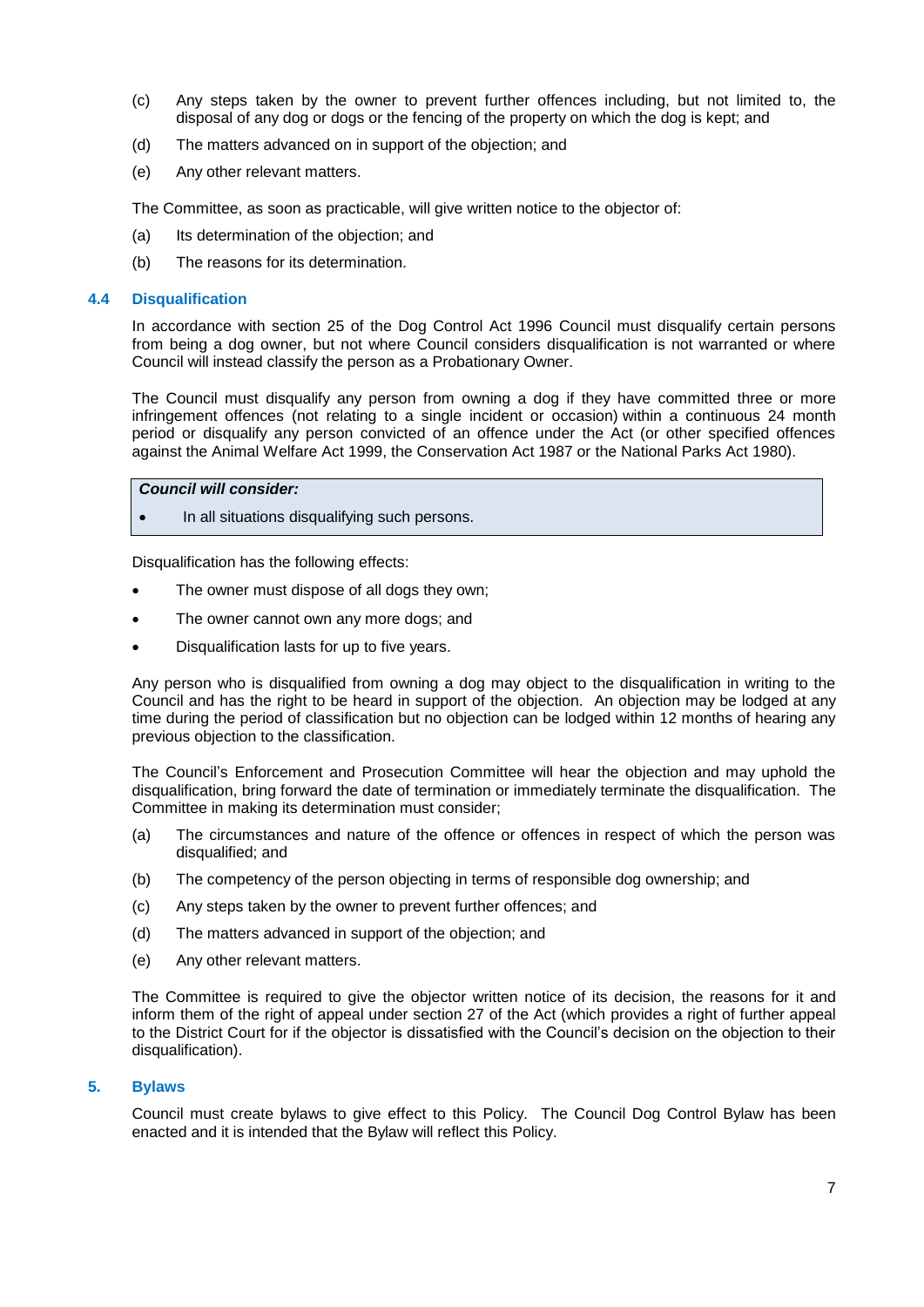(c) Any steps taken by the owner to prevent further offences including, but not limited to, the disposal of any dog or dogs or the fencing of the property on which the dog is kept; and

(d) The matters advanced on in support of the objection; and

(e) Any other relevant matters.

The Committee, as soon as practicable, will give written notice to the objector of:

(a) Its determination of the objection; and

(b) The reasons for its determination.

### 4.4 Disqualification

In accordance with section 25 of the Dog Control Act 1996 Council must disqualify certain persons from being a dog owner, but not where Council considers disqualification is not warranted or where Council will instead classify the person as a Probationary Owner.

The Council must disqualify any person from owning a dog if they have committed three or more infringement offences (not relating to a single incident or occasion) within a continuous 24 month period or disqualify any person convicted of an offence under the Act (or other specified offences against the Animal Welfare Act 1999, the Conservation Act 1987 or the National Parks Act 1980).

| ***Council will consider:*** |
| --- |
| • In all situations disqualifying such persons. |

Disqualification has the following effects:

- The owner must dispose of all dogs they own;
- The owner cannot own any more dogs; and
- Disqualification lasts for up to five years.

Any person who is disqualified from owning a dog may object to the disqualification in writing to the Council and has the right to be heard in support of the objection. An objection may be lodged at any time during the period of classification but no objection can be lodged within 12 months of hearing any previous objection to the classification.

The Council's Enforcement and Prosecution Committee will hear the objection and may uphold the disqualification, bring forward the date of termination or immediately terminate the disqualification. The Committee in making its determination must consider;

(a) The circumstances and nature of the offence or offences in respect of which the person was disqualified; and

(b) The competency of the person objecting in terms of responsible dog ownership; and

(c) Any steps taken by the owner to prevent further offences; and

(d) The matters advanced in support of the objection; and

(e) Any other relevant matters.

The Committee is required to give the objector written notice of its decision, the reasons for it and inform them of the right of appeal under section 27 of the Act (which provides a right of further appeal to the District Court for if the objector is dissatisfied with the Council's decision on the objection to their disqualification).

## 5. Bylaws

Council must create bylaws to give effect to this Policy. The Council Dog Control Bylaw has been enacted and it is intended that the Bylaw will reflect this Policy.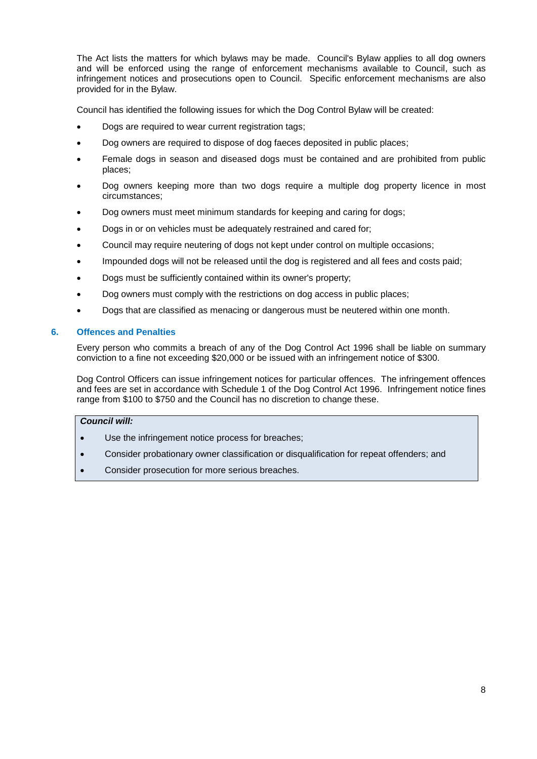The Act lists the matters for which bylaws may be made. Council's Bylaw applies to all dog owners and will be enforced using the range of enforcement mechanisms available to Council, such as infringement notices and prosecutions open to Council. Specific enforcement mechanisms are also provided for in the Bylaw.

Council has identified the following issues for which the Dog Control Bylaw will be created:

- Dogs are required to wear current registration tags;
- Dog owners are required to dispose of dog faeces deposited in public places;
- Female dogs in season and diseased dogs must be contained and are prohibited from public places;
- Dog owners keeping more than two dogs require a multiple dog property licence in most circumstances;
- Dog owners must meet minimum standards for keeping and caring for dogs;
- Dogs in or on vehicles must be adequately restrained and cared for;
- Council may require neutering of dogs not kept under control on multiple occasions;
- Impounded dogs will not be released until the dog is registered and all fees and costs paid;
- Dogs must be sufficiently contained within its owner's property;
- Dog owners must comply with the restrictions on dog access in public places;
- Dogs that are classified as menacing or dangerous must be neutered within one month.

## 6. Offences and Penalties

Every person who commits a breach of any of the Dog Control Act 1996 shall be liable on summary conviction to a fine not exceeding $20,000 or be issued with an infringement notice of $300.

Dog Control Officers can issue infringement notices for particular offences. The infringement offences and fees are set in accordance with Schedule 1 of the Dog Control Act 1996. Infringement notice fines range from $100 to $750 and the Council has no discretion to change these.

***Council will:***

- Use the infringement notice process for breaches;
- Consider probationary owner classification or disqualification for repeat offenders; and
- Consider prosecution for more serious breaches.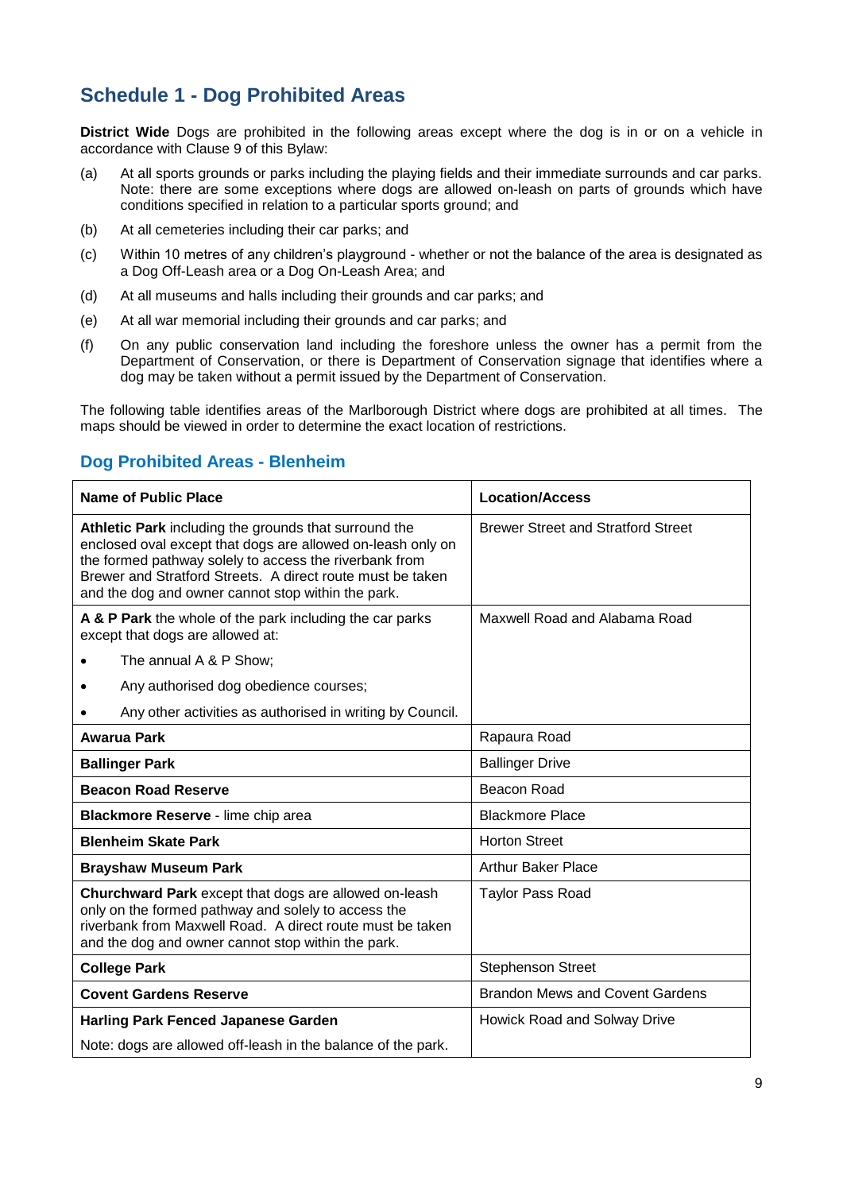## Schedule 1 - Dog Prohibited Areas

**District Wide** Dogs are prohibited in the following areas except where the dog is in or on a vehicle in accordance with Clause 9 of this Bylaw:

(a) At all sports grounds or parks including the playing fields and their immediate surrounds and car parks. Note: there are some exceptions where dogs are allowed on-leash on parts of grounds which have conditions specified in relation to a particular sports ground; and

(b) At all cemeteries including their car parks; and

(c) Within 10 metres of any children's playground - whether or not the balance of the area is designated as a Dog Off-Leash area or a Dog On-Leash Area; and

(d) At all museums and halls including their grounds and car parks; and

(e) At all war memorial including their grounds and car parks; and

(f) On any public conservation land including the foreshore unless the owner has a permit from the Department of Conservation, or there is Department of Conservation signage that identifies where a dog may be taken without a permit issued by the Department of Conservation.

The following table identifies areas of the Marlborough District where dogs are prohibited at all times. The maps should be viewed in order to determine the exact location of restrictions.

### Dog Prohibited Areas - Blenheim

| Name of Public Place | Location/Access |
|---|---|
| **Athletic Park** including the grounds that surround the enclosed oval except that dogs are allowed on-leash only on the formed pathway solely to access the riverbank from Brewer and Stratford Streets. A direct route must be taken and the dog and owner cannot stop within the park. | Brewer Street and Stratford Street |
| **A & P Park** the whole of the park including the car parks except that dogs are allowed at:<br>• The annual A & P Show;<br>• Any authorised dog obedience courses;<br>• Any other activities as authorised in writing by Council. | Maxwell Road and Alabama Road |
| **Awarua Park** | Rapaura Road |
| **Ballinger Park** | Ballinger Drive |
| **Beacon Road Reserve** | Beacon Road |
| **Blackmore Reserve** - lime chip area | Blackmore Place |
| **Blenheim Skate Park** | Horton Street |
| **Brayshaw Museum Park** | Arthur Baker Place |
| **Churchward Park** except that dogs are allowed on-leash only on the formed pathway and solely to access the riverbank from Maxwell Road. A direct route must be taken and the dog and owner cannot stop within the park. | Taylor Pass Road |
| **College Park** | Stephenson Street |
| **Covent Gardens Reserve** | Brandon Mews and Covent Gardens |
| **Harling Park Fenced Japanese Garden**<br>Note: dogs are allowed off-leash in the balance of the park. | Howick Road and Solway Drive |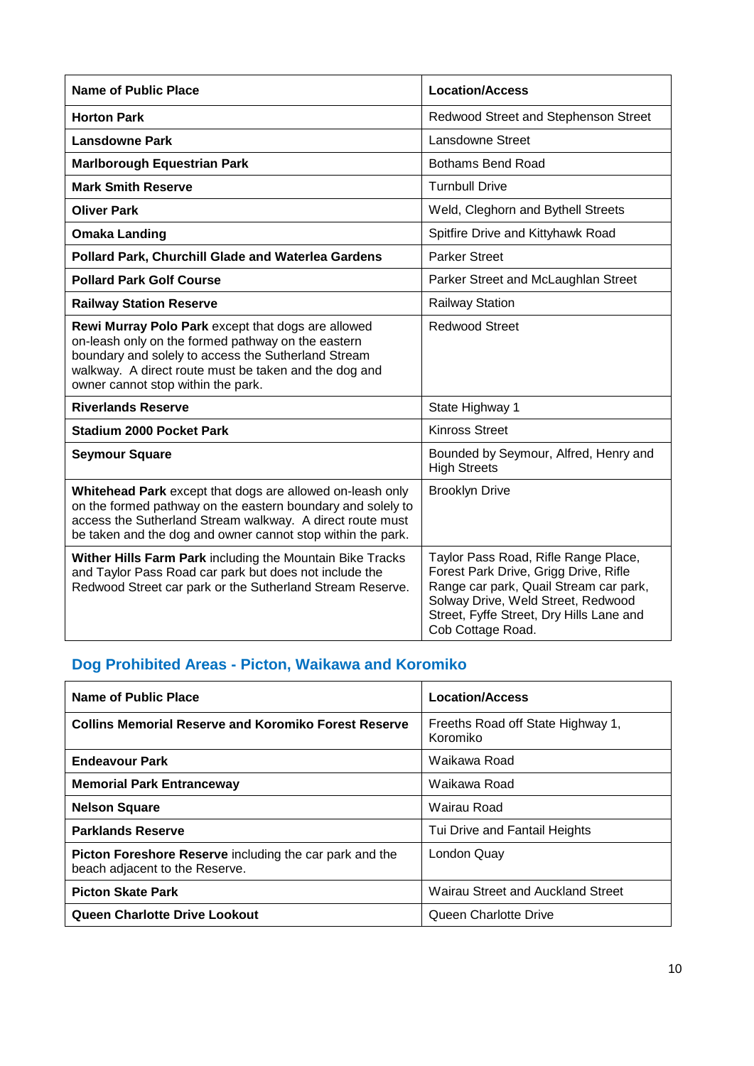| Name of Public Place | Location/Access |
| --- | --- |
| **Horton Park** | Redwood Street and Stephenson Street |
| **Lansdowne Park** | Lansdowne Street |
| **Marlborough Equestrian Park** | Bothams Bend Road |
| **Mark Smith Reserve** | Turnbull Drive |
| **Oliver Park** | Weld, Cleghorn and Bythell Streets |
| **Omaka Landing** | Spitfire Drive and Kittyhawk Road |
| **Pollard Park, Churchill Glade and Waterlea Gardens** | Parker Street |
| **Pollard Park Golf Course** | Parker Street and McLaughlan Street |
| **Railway Station Reserve** | Railway Station |
| **Rewi Murray Polo Park** except that dogs are allowed on-leash only on the formed pathway on the eastern boundary and solely to access the Sutherland Stream walkway. A direct route must be taken and the dog and owner cannot stop within the park. | Redwood Street |
| **Riverlands Reserve** | State Highway 1 |
| **Stadium 2000 Pocket Park** | Kinross Street |
| **Seymour Square** | Bounded by Seymour, Alfred, Henry and High Streets |
| **Whitehead Park** except that dogs are allowed on-leash only on the formed pathway on the eastern boundary and solely to access the Sutherland Stream walkway. A direct route must be taken and the dog and owner cannot stop within the park. | Brooklyn Drive |
| **Wither Hills Farm Park** including the Mountain Bike Tracks and Taylor Pass Road car park but does not include the Redwood Street car park or the Sutherland Stream Reserve. | Taylor Pass Road, Rifle Range Place, Forest Park Drive, Grigg Drive, Rifle Range car park, Quail Stream car park, Solway Drive, Weld Street, Redwood Street, Fyffe Street, Dry Hills Lane and Cob Cottage Road. |

## Dog Prohibited Areas - Picton, Waikawa and Koromiko

| Name of Public Place | Location/Access |
| --- | --- |
| **Collins Memorial Reserve and Koromiko Forest Reserve** | Freeths Road off State Highway 1, Koromiko |
| **Endeavour Park** | Waikawa Road |
| **Memorial Park Entranceway** | Waikawa Road |
| **Nelson Square** | Wairau Road |
| **Parklands Reserve** | Tui Drive and Fantail Heights |
| **Picton Foreshore Reserve** including the car park and the beach adjacent to the Reserve. | London Quay |
| **Picton Skate Park** | Wairau Street and Auckland Street |
| **Queen Charlotte Drive Lookout** | Queen Charlotte Drive |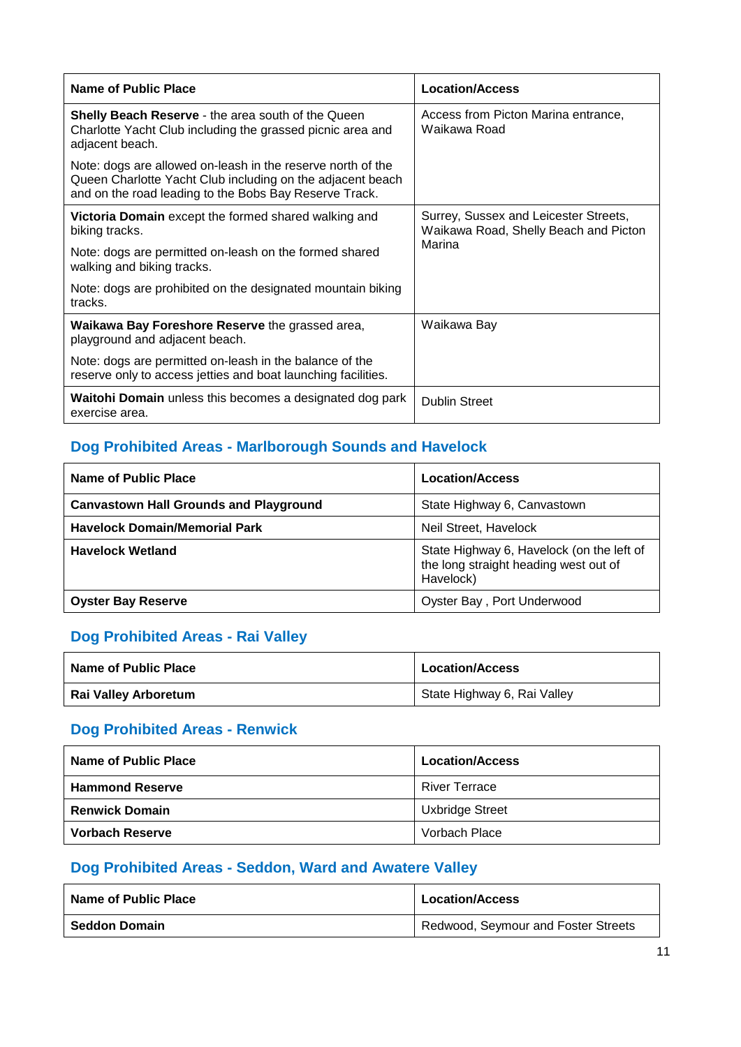| Name of Public Place | Location/Access |
| --- | --- |
| **Shelly Beach Reserve** - the area south of the Queen Charlotte Yacht Club including the grassed picnic area and adjacent beach.<br><br>Note: dogs are allowed on-leash in the reserve north of the Queen Charlotte Yacht Club including on the adjacent beach and on the road leading to the Bobs Bay Reserve Track. | Access from Picton Marina entrance, Waikawa Road |
| **Victoria Domain** except the formed shared walking and biking tracks.<br><br>Note: dogs are permitted on-leash on the formed shared walking and biking tracks.<br><br>Note: dogs are prohibited on the designated mountain biking tracks. | Surrey, Sussex and Leicester Streets, Waikawa Road, Shelly Beach and Picton Marina |
| **Waikawa Bay Foreshore Reserve** the grassed area, playground and adjacent beach.<br><br>Note: dogs are permitted on-leash in the balance of the reserve only to access jetties and boat launching facilities. | Waikawa Bay |
| **Waitohi Domain** unless this becomes a designated dog park exercise area. | Dublin Street |

## Dog Prohibited Areas - Marlborough Sounds and Havelock

| Name of Public Place | Location/Access |
| --- | --- |
| **Canvastown Hall Grounds and Playground** | State Highway 6, Canvastown |
| **Havelock Domain/Memorial Park** | Neil Street, Havelock |
| **Havelock Wetland** | State Highway 6, Havelock (on the left of the long straight heading west out of Havelock) |
| **Oyster Bay Reserve** | Oyster Bay , Port Underwood |

## Dog Prohibited Areas - Rai Valley

| Name of Public Place | Location/Access |
| --- | --- |
| **Rai Valley Arboretum** | State Highway 6, Rai Valley |

## Dog Prohibited Areas - Renwick

| Name of Public Place | Location/Access |
| --- | --- |
| **Hammond Reserve** | River Terrace |
| **Renwick Domain** | Uxbridge Street |
| **Vorbach Reserve** | Vorbach Place |

## Dog Prohibited Areas - Seddon, Ward and Awatere Valley

| Name of Public Place | Location/Access |
| --- | --- |
| **Seddon Domain** | Redwood, Seymour and Foster Streets |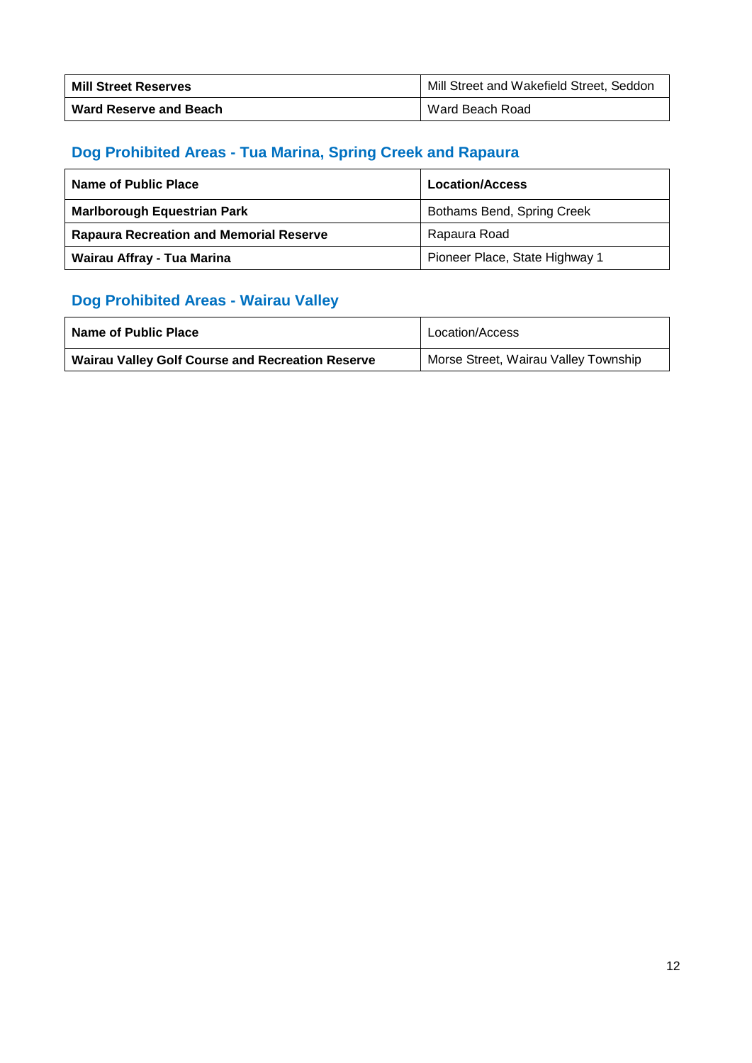| **Mill Street Reserves** | Mill Street and Wakefield Street, Seddon |
|---|---|
| **Ward Reserve and Beach** | Ward Beach Road |

## Dog Prohibited Areas - Tua Marina, Spring Creek and Rapaura

| **Name of Public Place** | **Location/Access** |
|---|---|
| **Marlborough Equestrian Park** | Bothams Bend, Spring Creek |
| **Rapaura Recreation and Memorial Reserve** | Rapaura Road |
| **Wairau Affray - Tua Marina** | Pioneer Place, State Highway 1 |

## Dog Prohibited Areas - Wairau Valley

| **Name of Public Place** | Location/Access |
|---|---|
| **Wairau Valley Golf Course and Recreation Reserve** | Morse Street, Wairau Valley Township |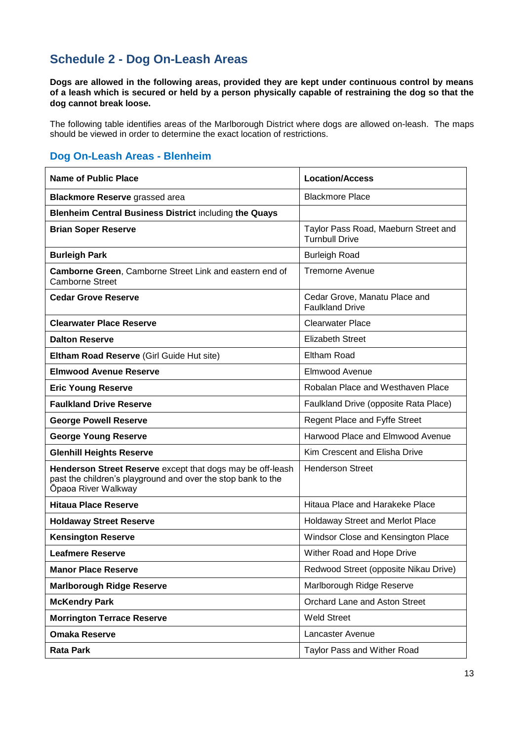## Schedule 2 - Dog On-Leash Areas

**Dogs are allowed in the following areas, provided they are kept under continuous control by means of a leash which is secured or held by a person physically capable of restraining the dog so that the dog cannot break loose.**

The following table identifies areas of the Marlborough District where dogs are allowed on-leash. The maps should be viewed in order to determine the exact location of restrictions.

### Dog On-Leash Areas - Blenheim

| Name of Public Place | Location/Access |
|---|---|
| **Blackmore Reserve** grassed area | Blackmore Place |
| **Blenheim Central Business District** including **the Quays** | |
| **Brian Soper Reserve** | Taylor Pass Road, Maeburn Street and Turnbull Drive |
| **Burleigh Park** | Burleigh Road |
| **Camborne Green**, Camborne Street Link and eastern end of Camborne Street | Tremorne Avenue |
| **Cedar Grove Reserve** | Cedar Grove, Manatu Place and Faulkland Drive |
| **Clearwater Place Reserve** | Clearwater Place |
| **Dalton Reserve** | Elizabeth Street |
| **Eltham Road Reserve** (Girl Guide Hut site) | Eltham Road |
| **Elmwood Avenue Reserve** | Elmwood Avenue |
| **Eric Young Reserve** | Robalan Place and Westhaven Place |
| **Faulkland Drive Reserve** | Faulkland Drive (opposite Rata Place) |
| **George Powell Reserve** | Regent Place and Fyffe Street |
| **George Young Reserve** | Harwood Place and Elmwood Avenue |
| **Glenhill Heights Reserve** | Kim Crescent and Elisha Drive |
| **Henderson Street Reserve** except that dogs may be off-leash past the children's playground and over the stop bank to the Ōpaoa River Walkway | Henderson Street |
| **Hitaua Place Reserve** | Hitaua Place and Harakeke Place |
| **Holdaway Street Reserve** | Holdaway Street and Merlot Place |
| **Kensington Reserve** | Windsor Close and Kensington Place |
| **Leafmere Reserve** | Wither Road and Hope Drive |
| **Manor Place Reserve** | Redwood Street (opposite Nikau Drive) |
| **Marlborough Ridge Reserve** | Marlborough Ridge Reserve |
| **McKendry Park** | Orchard Lane and Aston Street |
| **Morrington Terrace Reserve** | Weld Street |
| **Omaka Reserve** | Lancaster Avenue |
| **Rata Park** | Taylor Pass and Wither Road |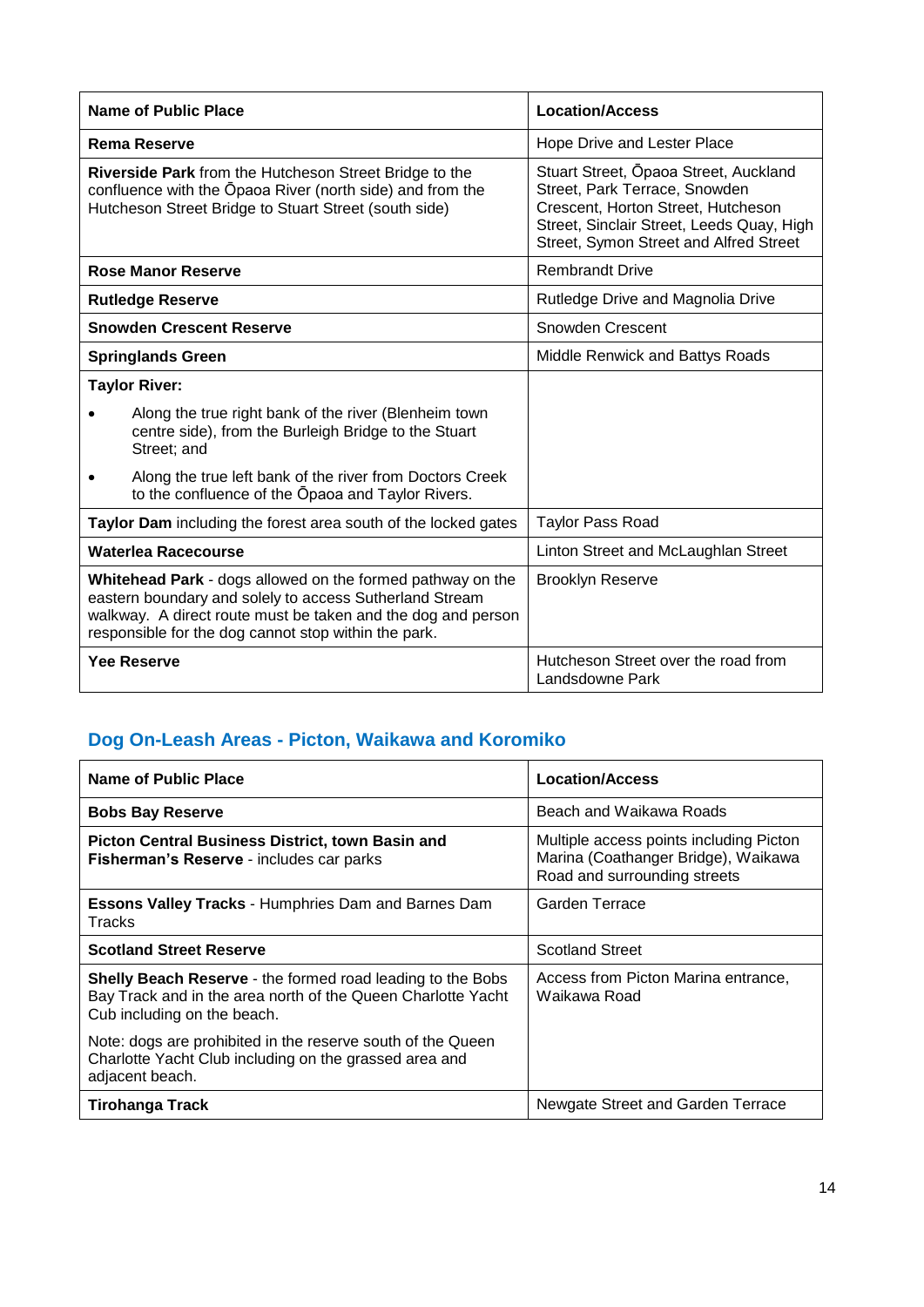| Name of Public Place | Location/Access |
|---|---|
| **Rema Reserve** | Hope Drive and Lester Place |
| **Riverside Park** from the Hutcheson Street Bridge to the confluence with the Ōpaoa River (north side) and from the Hutcheson Street Bridge to Stuart Street (south side) | Stuart Street, Ōpaoa Street, Auckland Street, Park Terrace, Snowden Crescent, Horton Street, Hutcheson Street, Sinclair Street, Leeds Quay, High Street, Symon Street and Alfred Street |
| **Rose Manor Reserve** | Rembrandt Drive |
| **Rutledge Reserve** | Rutledge Drive and Magnolia Drive |
| **Snowden Crescent Reserve** | Snowden Crescent |
| **Springlands Green** | Middle Renwick and Battys Roads |
| **Taylor River:**<br>• Along the true right bank of the river (Blenheim town centre side), from the Burleigh Bridge to the Stuart Street; and<br>• Along the true left bank of the river from Doctors Creek to the confluence of the Ōpaoa and Taylor Rivers. | |
| **Taylor Dam** including the forest area south of the locked gates | Taylor Pass Road |
| **Waterlea Racecourse** | Linton Street and McLaughlan Street |
| **Whitehead Park** - dogs allowed on the formed pathway on the eastern boundary and solely to access Sutherland Stream walkway. A direct route must be taken and the dog and person responsible for the dog cannot stop within the park. | Brooklyn Reserve |
| **Yee Reserve** | Hutcheson Street over the road from Landsdowne Park |

## Dog On-Leash Areas - Picton, Waikawa and Koromiko

| Name of Public Place | Location/Access |
|---|---|
| **Bobs Bay Reserve** | Beach and Waikawa Roads |
| **Picton Central Business District, town Basin and Fisherman's Reserve** - includes car parks | Multiple access points including Picton Marina (Coathanger Bridge), Waikawa Road and surrounding streets |
| **Essons Valley Tracks** - Humphries Dam and Barnes Dam Tracks | Garden Terrace |
| **Scotland Street Reserve** | Scotland Street |
| **Shelly Beach Reserve** - the formed road leading to the Bobs Bay Track and in the area north of the Queen Charlotte Yacht Cub including on the beach.<br><br>Note: dogs are prohibited in the reserve south of the Queen Charlotte Yacht Club including on the grassed area and adjacent beach. | Access from Picton Marina entrance, Waikawa Road |
| **Tirohanga Track** | Newgate Street and Garden Terrace |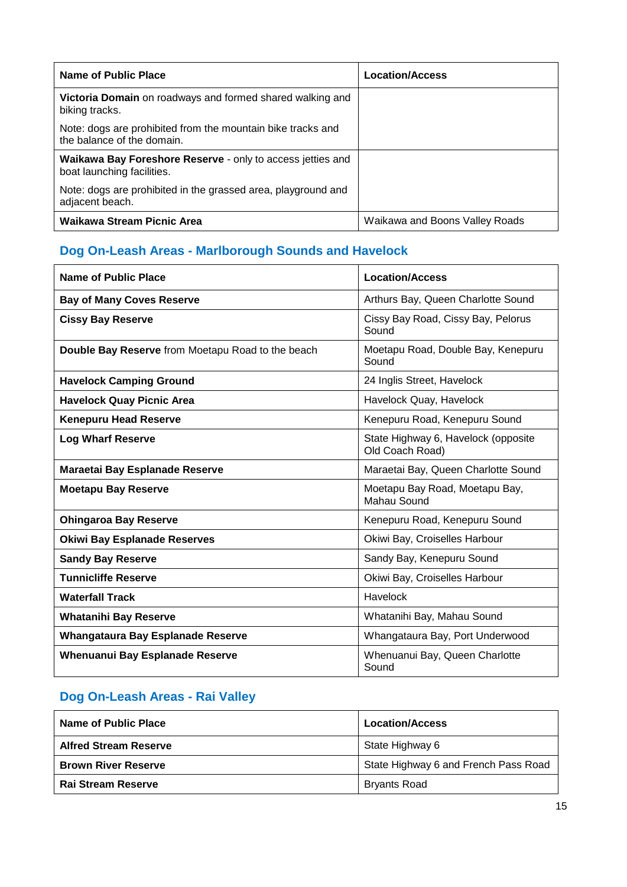| Name of Public Place | Location/Access |
| --- | --- |
| **Victoria Domain** on roadways and formed shared walking and biking tracks.<br><br>Note: dogs are prohibited from the mountain bike tracks and the balance of the domain. | |
| **Waikawa Bay Foreshore Reserve** - only to access jetties and boat launching facilities.<br><br>Note: dogs are prohibited in the grassed area, playground and adjacent beach. | |
| **Waikawa Stream Picnic Area** | Waikawa and Boons Valley Roads |

## Dog On-Leash Areas - Marlborough Sounds and Havelock

| Name of Public Place | Location/Access |
| --- | --- |
| **Bay of Many Coves Reserve** | Arthurs Bay, Queen Charlotte Sound |
| **Cissy Bay Reserve** | Cissy Bay Road, Cissy Bay, Pelorus Sound |
| **Double Bay Reserve** from Moetapu Road to the beach | Moetapu Road, Double Bay, Kenepuru Sound |
| **Havelock Camping Ground** | 24 Inglis Street, Havelock |
| **Havelock Quay Picnic Area** | Havelock Quay, Havelock |
| **Kenepuru Head Reserve** | Kenepuru Road, Kenepuru Sound |
| **Log Wharf Reserve** | State Highway 6, Havelock (opposite Old Coach Road) |
| **Maraetai Bay Esplanade Reserve** | Maraetai Bay, Queen Charlotte Sound |
| **Moetapu Bay Reserve** | Moetapu Bay Road, Moetapu Bay, Mahau Sound |
| **Ohingaroa Bay Reserve** | Kenepuru Road, Kenepuru Sound |
| **Okiwi Bay Esplanade Reserves** | Okiwi Bay, Croiselles Harbour |
| **Sandy Bay Reserve** | Sandy Bay, Kenepuru Sound |
| **Tunnicliffe Reserve** | Okiwi Bay, Croiselles Harbour |
| **Waterfall Track** | Havelock |
| **Whatanihi Bay Reserve** | Whatanihi Bay, Mahau Sound |
| **Whangataura Bay Esplanade Reserve** | Whangataura Bay, Port Underwood |
| **Whenuanui Bay Esplanade Reserve** | Whenuanui Bay, Queen Charlotte Sound |

## Dog On-Leash Areas - Rai Valley

| Name of Public Place | Location/Access |
| --- | --- |
| **Alfred Stream Reserve** | State Highway 6 |
| **Brown River Reserve** | State Highway 6 and French Pass Road |
| **Rai Stream Reserve** | Bryants Road |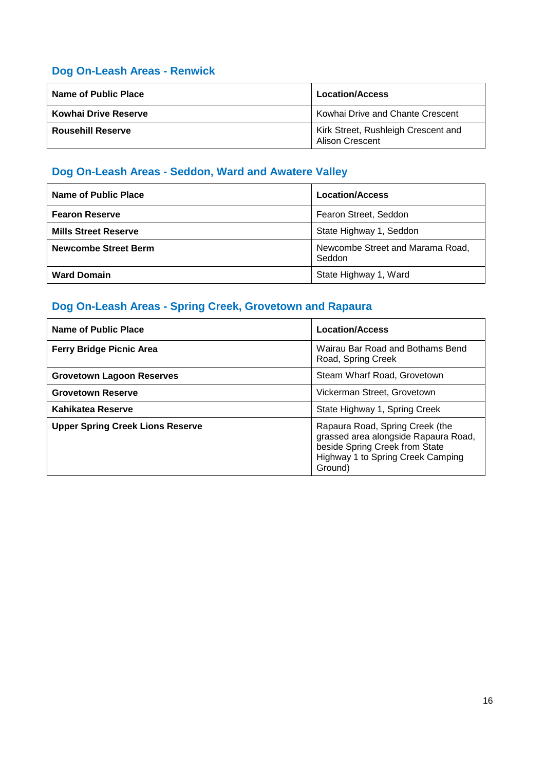## Dog On-Leash Areas - Renwick

| Name of Public Place | Location/Access |
|---|---|
| **Kowhai Drive Reserve** | Kowhai Drive and Chante Crescent |
| **Rousehill Reserve** | Kirk Street, Rushleigh Crescent and Alison Crescent |

## Dog On-Leash Areas - Seddon, Ward and Awatere Valley

| Name of Public Place | Location/Access |
|---|---|
| **Fearon Reserve** | Fearon Street, Seddon |
| **Mills Street Reserve** | State Highway 1, Seddon |
| **Newcombe Street Berm** | Newcombe Street and Marama Road, Seddon |
| **Ward Domain** | State Highway 1, Ward |

## Dog On-Leash Areas - Spring Creek, Grovetown and Rapaura

| Name of Public Place | Location/Access |
|---|---|
| **Ferry Bridge Picnic Area** | Wairau Bar Road and Bothams Bend Road, Spring Creek |
| **Grovetown Lagoon Reserves** | Steam Wharf Road, Grovetown |
| **Grovetown Reserve** | Vickerman Street, Grovetown |
| **Kahikatea Reserve** | State Highway 1, Spring Creek |
| **Upper Spring Creek Lions Reserve** | Rapaura Road, Spring Creek (the grassed area alongside Rapaura Road, beside Spring Creek from State Highway 1 to Spring Creek Camping Ground) |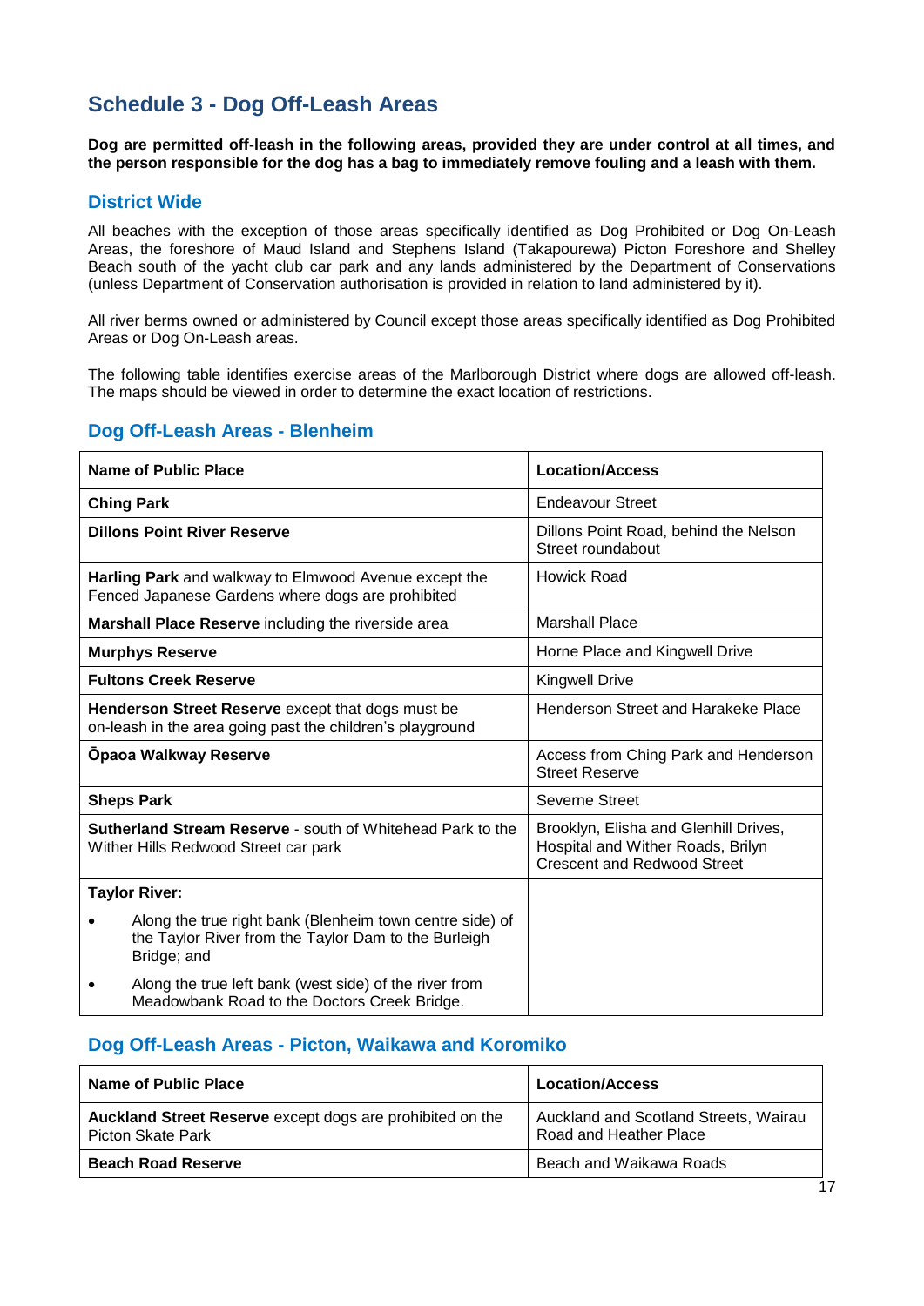## Schedule 3 - Dog Off-Leash Areas

**Dog are permitted off-leash in the following areas, provided they are under control at all times, and the person responsible for the dog has a bag to immediately remove fouling and a leash with them.**

### District Wide

All beaches with the exception of those areas specifically identified as Dog Prohibited or Dog On-Leash Areas, the foreshore of Maud Island and Stephens Island (Takapourewa) Picton Foreshore and Shelley Beach south of the yacht club car park and any lands administered by the Department of Conservations (unless Department of Conservation authorisation is provided in relation to land administered by it).

All river berms owned or administered by Council except those areas specifically identified as Dog Prohibited Areas or Dog On-Leash areas.

The following table identifies exercise areas of the Marlborough District where dogs are allowed off-leash. The maps should be viewed in order to determine the exact location of restrictions.

### Dog Off-Leash Areas - Blenheim

| Name of Public Place | Location/Access |
|---|---|
| **Ching Park** | Endeavour Street |
| **Dillons Point River Reserve** | Dillons Point Road, behind the Nelson Street roundabout |
| **Harling Park** and walkway to Elmwood Avenue except the Fenced Japanese Gardens where dogs are prohibited | Howick Road |
| **Marshall Place Reserve** including the riverside area | Marshall Place |
| **Murphys Reserve** | Horne Place and Kingwell Drive |
| **Fultons Creek Reserve** | Kingwell Drive |
| **Henderson Street Reserve** except that dogs must be on-leash in the area going past the children's playground | Henderson Street and Harakeke Place |
| **Ōpaoa Walkway Reserve** | Access from Ching Park and Henderson Street Reserve |
| **Sheps Park** | Severne Street |
| **Sutherland Stream Reserve** - south of Whitehead Park to the Wither Hills Redwood Street car park | Brooklyn, Elisha and Glenhill Drives, Hospital and Wither Roads, Brilyn Crescent and Redwood Street |
| **Taylor River:**<br>• Along the true right bank (Blenheim town centre side) of the Taylor River from the Taylor Dam to the Burleigh Bridge; and<br>• Along the true left bank (west side) of the river from Meadowbank Road to the Doctors Creek Bridge. | |

### Dog Off-Leash Areas - Picton, Waikawa and Koromiko

| Name of Public Place | Location/Access |
|---|---|
| **Auckland Street Reserve** except dogs are prohibited on the Picton Skate Park | Auckland and Scotland Streets, Wairau Road and Heather Place |
| **Beach Road Reserve** | Beach and Waikawa Roads |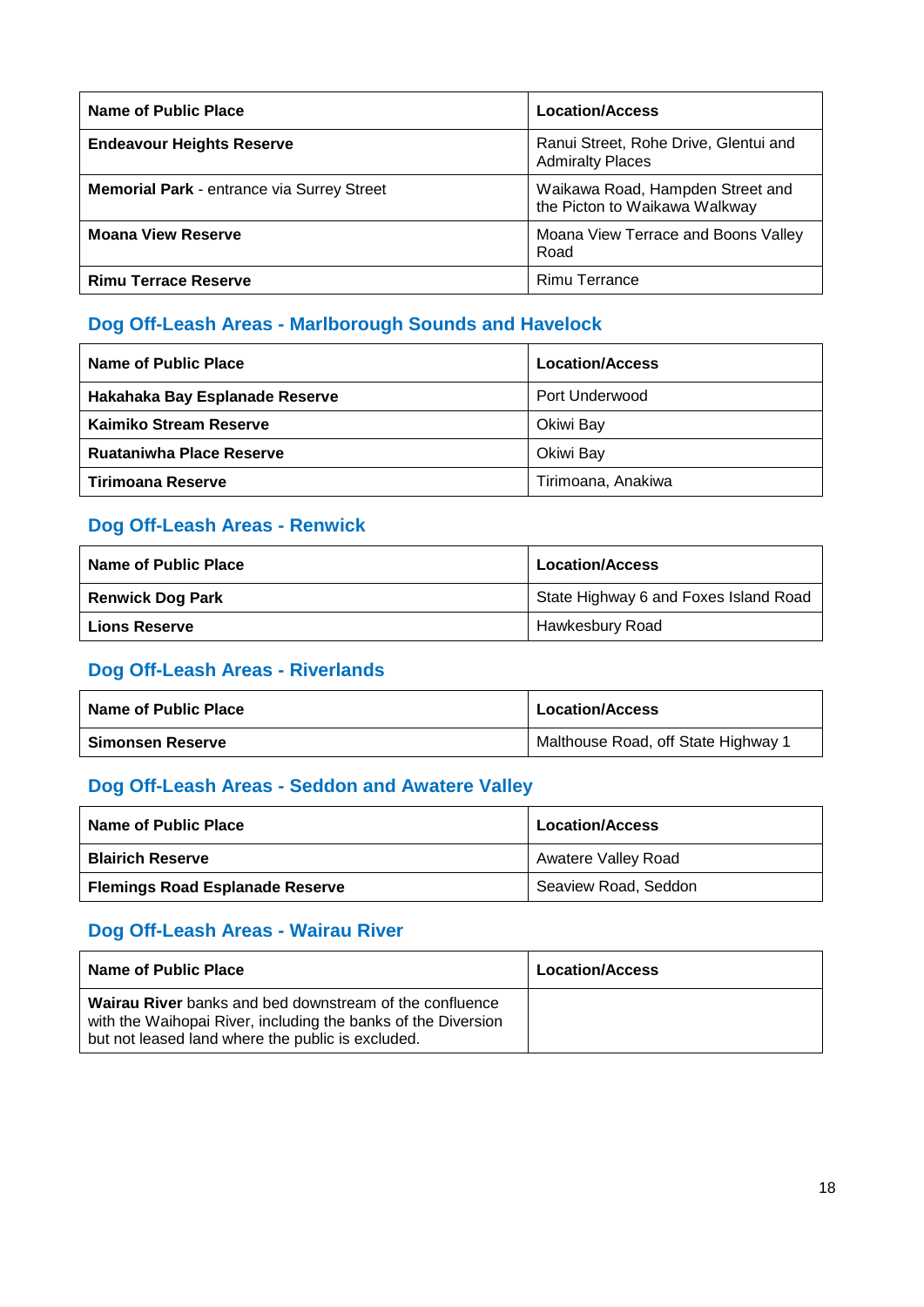| Name of Public Place | Location/Access |
| --- | --- |
| **Endeavour Heights Reserve** | Ranui Street, Rohe Drive, Glentui and Admiralty Places |
| **Memorial Park** - entrance via Surrey Street | Waikawa Road, Hampden Street and the Picton to Waikawa Walkway |
| **Moana View Reserve** | Moana View Terrace and Boons Valley Road |
| **Rimu Terrace Reserve** | Rimu Terrace |

## Dog Off-Leash Areas - Marlborough Sounds and Havelock

| Name of Public Place | Location/Access |
| --- | --- |
| **Hakahaka Bay Esplanade Reserve** | Port Underwood |
| **Kaimiko Stream Reserve** | Okiwi Bay |
| **Ruataniwha Place Reserve** | Okiwi Bay |
| **Tirimoana Reserve** | Tirimoana, Anakiwa |

## Dog Off-Leash Areas - Renwick

| Name of Public Place | Location/Access |
| --- | --- |
| **Renwick Dog Park** | State Highway 6 and Foxes Island Road |
| **Lions Reserve** | Hawkesbury Road |

## Dog Off-Leash Areas - Riverlands

| Name of Public Place | Location/Access |
| --- | --- |
| **Simonsen Reserve** | Malthouse Road, off State Highway 1 |

## Dog Off-Leash Areas - Seddon and Awatere Valley

| Name of Public Place | Location/Access |
| --- | --- |
| **Blairich Reserve** | Awatere Valley Road |
| **Flemings Road Esplanade Reserve** | Seaview Road, Seddon |

## Dog Off-Leash Areas - Wairau River

| Name of Public Place | Location/Access |
| --- | --- |
| **Wairau River** banks and bed downstream of the confluence with the Waihopai River, including the banks of the Diversion but not leased land where the public is excluded. | |